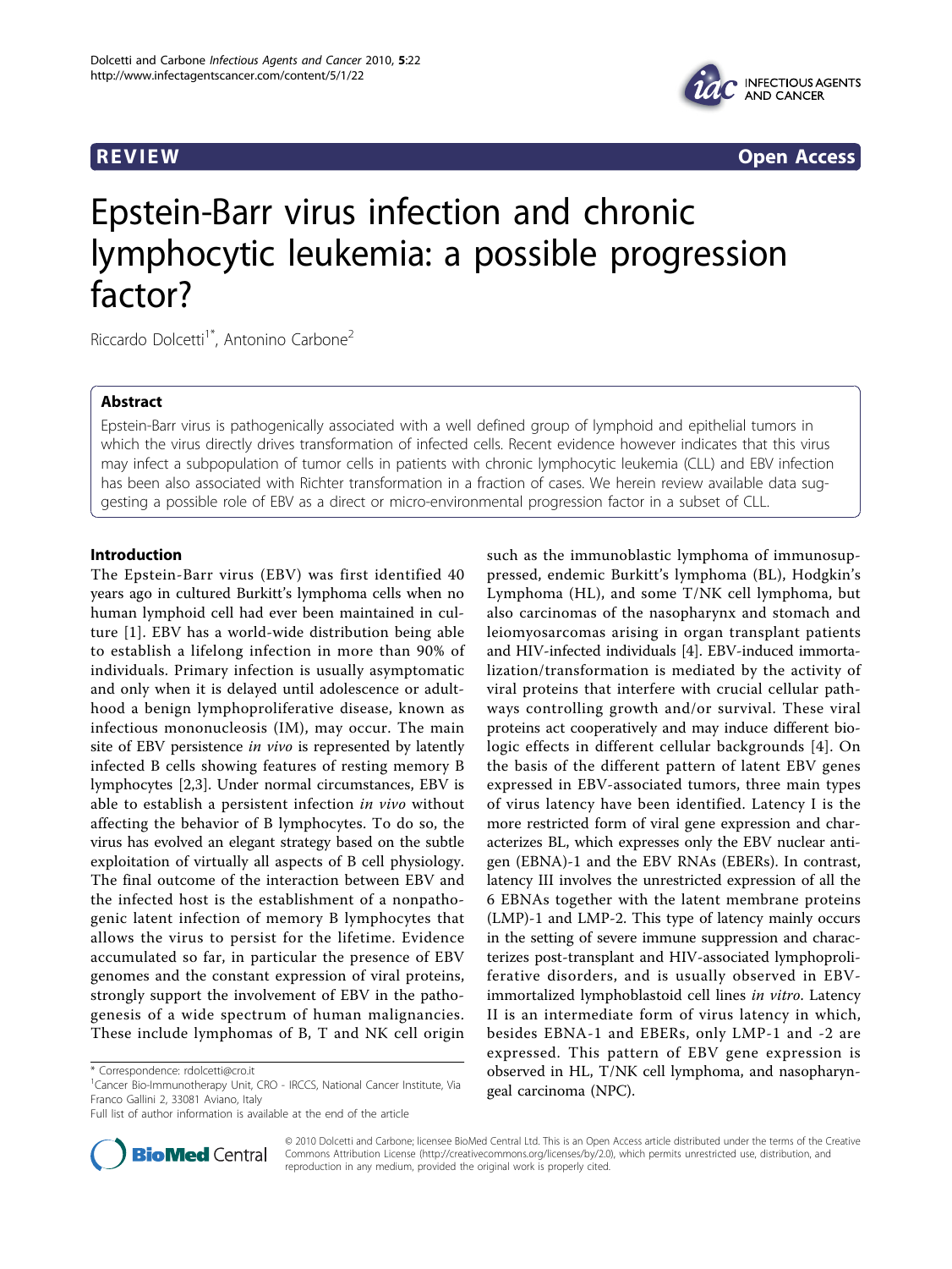**REVIEW** **Open Access**

# Epstein-Barr virus infection and chronic lymphocytic leukemia: a possible progression factor?

Riccardo Dolcetti[1*], Antonino Carbone[2]

## Abstract

Epstein-Barr virus is pathogenically associated with a well defined group of lymphoid and epithelial tumors in which the virus directly drives transformation of infected cells. Recent evidence however indicates that this virus may infect a subpopulation of tumor cells in patients with chronic lymphocytic leukemia (CLL) and EBV infection has been also associated with Richter transformation in a fraction of cases. We herein review available data suggesting a possible role of EBV as a direct or micro-environmental progression factor in a subset of CLL.

## Introduction

The Epstein-Barr virus (EBV) was first identified 40 years ago in cultured Burkitt's lymphoma cells when no human lymphoid cell had ever been maintained in culture [1]. EBV has a world-wide distribution being able to establish a lifelong infection in more than 90% of individuals. Primary infection is usually asymptomatic and only when it is delayed until adolescence or adulthood a benign lymphoproliferative disease, known as infectious mononucleosis (IM), may occur. The main site of EBV persistence *in vivo* is represented by latently infected B cells showing features of resting memory B lymphocytes [2,3]. Under normal circumstances, EBV is able to establish a persistent infection *in vivo* without affecting the behavior of B lymphocytes. To do so, the virus has evolved an elegant strategy based on the subtle exploitation of virtually all aspects of B cell physiology. The final outcome of the interaction between EBV and the infected host is the establishment of a nonpathogenic latent infection of memory B lymphocytes that allows the virus to persist for the lifetime. Evidence accumulated so far, in particular the presence of EBV genomes and the constant expression of viral proteins, strongly support the involvement of EBV in the pathogenesis of a wide spectrum of human malignancies. These include lymphomas of B, T and NK cell origin such as the immunoblastic lymphoma of immunosuppressed, endemic Burkitt's lymphoma (BL), Hodgkin's Lymphoma (HL), and some T/NK cell lymphoma, but also carcinomas of the nasopharynx and stomach and leiomyosarcomas arising in organ transplant patients and HIV-infected individuals [4]. EBV-induced immortalization/transformation is mediated by the activity of viral proteins that interfere with crucial cellular pathways controlling growth and/or survival. These viral proteins act cooperatively and may induce different biologic effects in different cellular backgrounds [4]. On the basis of the different pattern of latent EBV genes expressed in EBV-associated tumors, three main types of virus latency have been identified. Latency I is the more restricted form of viral gene expression and characterizes BL, which expresses only the EBV nuclear antigen (EBNA)-1 and the EBV RNAs (EBERs). In contrast, latency III involves the unrestricted expression of all the 6 EBNAs together with the latent membrane proteins (LMP)-1 and LMP-2. This type of latency mainly occurs in the setting of severe immune suppression and characterizes post-transplant and HIV-associated lymphoproliferative disorders, and is usually observed in EBV-immortalized lymphoblastoid cell lines *in vitro*. Latency II is an intermediate form of virus latency in which, besides EBNA-1 and EBERs, only LMP-1 and -2 are expressed. This pattern of EBV gene expression is observed in HL, T/NK cell lymphoma, and nasopharyngeal carcinoma (NPC).

\* Correspondence: rdolcetti@cro.it
[1]Cancer Bio-Immunotherapy Unit, CRO - IRCCS, National Cancer Institute, Via Franco Gallini 2, 33081 Aviano, Italy
Full list of author information is available at the end of the article

© 2010 Dolcetti and Carbone; licensee BioMed Central Ltd. This is an Open Access article distributed under the terms of the Creative Commons Attribution License (http://creativecommons.org/licenses/by/2.0), which permits unrestricted use, distribution, and reproduction in any medium, provided the original work is properly cited.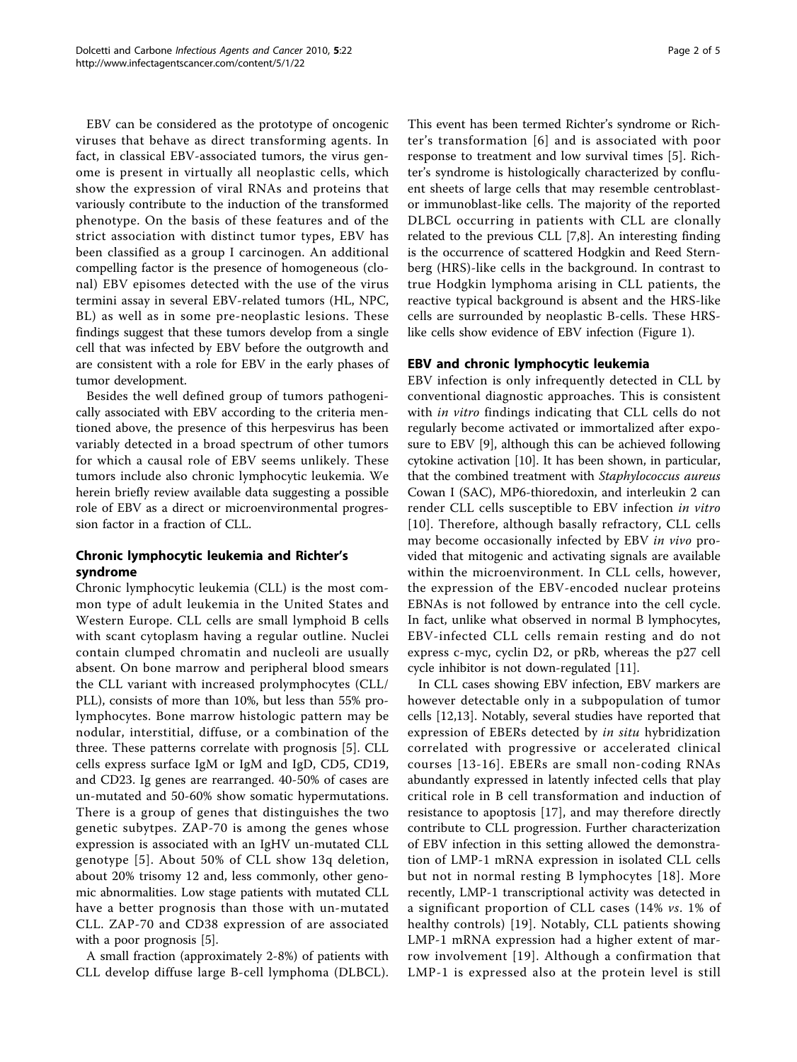EBV can be considered as the prototype of oncogenic viruses that behave as direct transforming agents. In fact, in classical EBV-associated tumors, the virus genome is present in virtually all neoplastic cells, which show the expression of viral RNAs and proteins that variously contribute to the induction of the transformed phenotype. On the basis of these features and of the strict association with distinct tumor types, EBV has been classified as a group I carcinogen. An additional compelling factor is the presence of homogeneous (clonal) EBV episomes detected with the use of the virus termini assay in several EBV-related tumors (HL, NPC, BL) as well as in some pre-neoplastic lesions. These findings suggest that these tumors develop from a single cell that was infected by EBV before the outgrowth and are consistent with a role for EBV in the early phases of tumor development.

Besides the well defined group of tumors pathogenically associated with EBV according to the criteria mentioned above, the presence of this herpesvirus has been variably detected in a broad spectrum of other tumors for which a causal role of EBV seems unlikely. These tumors include also chronic lymphocytic leukemia. We herein briefly review available data suggesting a possible role of EBV as a direct or microenvironmental progression factor in a fraction of CLL.

## Chronic lymphocytic leukemia and Richter's syndrome

Chronic lymphocytic leukemia (CLL) is the most common type of adult leukemia in the United States and Western Europe. CLL cells are small lymphoid B cells with scant cytoplasm having a regular outline. Nuclei contain clumped chromatin and nucleoli are usually absent. On bone marrow and peripheral blood smears the CLL variant with increased prolymphocytes (CLL/PLL), consists of more than 10%, but less than 55% prolymphocytes. Bone marrow histologic pattern may be nodular, interstitial, diffuse, or a combination of the three. These patterns correlate with prognosis [5]. CLL cells express surface IgM or IgM and IgD, CD5, CD19, and CD23. Ig genes are rearranged. 40-50% of cases are un-mutated and 50-60% show somatic hypermutations. There is a group of genes that distinguishes the two genetic subytpes. ZAP-70 is among the genes whose expression is associated with an IgHV un-mutated CLL genotype [5]. About 50% of CLL show 13q deletion, about 20% trisomy 12 and, less commonly, other genomic abnormalities. Low stage patients with mutated CLL have a better prognosis than those with un-mutated CLL. ZAP-70 and CD38 expression of are associated with a poor prognosis [5].

A small fraction (approximately 2-8%) of patients with CLL develop diffuse large B-cell lymphoma (DLBCL). This event has been termed Richter's syndrome or Richter's transformation [6] and is associated with poor response to treatment and low survival times [5]. Richter's syndrome is histologically characterized by confluent sheets of large cells that may resemble centroblast- or immunoblast-like cells. The majority of the reported DLBCL occurring in patients with CLL are clonally related to the previous CLL [7,8]. An interesting finding is the occurrence of scattered Hodgkin and Reed Sternberg (HRS)-like cells in the background. In contrast to true Hodgkin lymphoma arising in CLL patients, the reactive typical background is absent and the HRS-like cells are surrounded by neoplastic B-cells. These HRS-like cells show evidence of EBV infection (Figure 1).

## EBV and chronic lymphocytic leukemia

EBV infection is only infrequently detected in CLL by conventional diagnostic approaches. This is consistent with *in vitro* findings indicating that CLL cells do not regularly become activated or immortalized after exposure to EBV [9], although this can be achieved following cytokine activation [10]. It has been shown, in particular, that the combined treatment with *Staphylococcus aureus* Cowan I (SAC), MP6-thioredoxin, and interleukin 2 can render CLL cells susceptible to EBV infection *in vitro* [10]. Therefore, although basally refractory, CLL cells may become occasionally infected by EBV *in vivo* provided that mitogenic and activating signals are available within the microenvironment. In CLL cells, however, the expression of the EBV-encoded nuclear proteins EBNAs is not followed by entrance into the cell cycle. In fact, unlike what observed in normal B lymphocytes, EBV-infected CLL cells remain resting and do not express c-myc, cyclin D2, or pRb, whereas the p27 cell cycle inhibitor is not down-regulated [11].

In CLL cases showing EBV infection, EBV markers are however detectable only in a subpopulation of tumor cells [12,13]. Notably, several studies have reported that expression of EBERs detected by *in situ* hybridization correlated with progressive or accelerated clinical courses [13-16]. EBERs are small non-coding RNAs abundantly expressed in latently infected cells that play critical role in B cell transformation and induction of resistance to apoptosis [17], and may therefore directly contribute to CLL progression. Further characterization of EBV infection in this setting allowed the demonstration of LMP-1 mRNA expression in isolated CLL cells but not in normal resting B lymphocytes [18]. More recently, LMP-1 transcriptional activity was detected in a significant proportion of CLL cases (14% *vs*. 1% of healthy controls) [19]. Notably, CLL patients showing LMP-1 mRNA expression had a higher extent of marrow involvement [19]. Although a confirmation that LMP-1 is expressed also at the protein level is still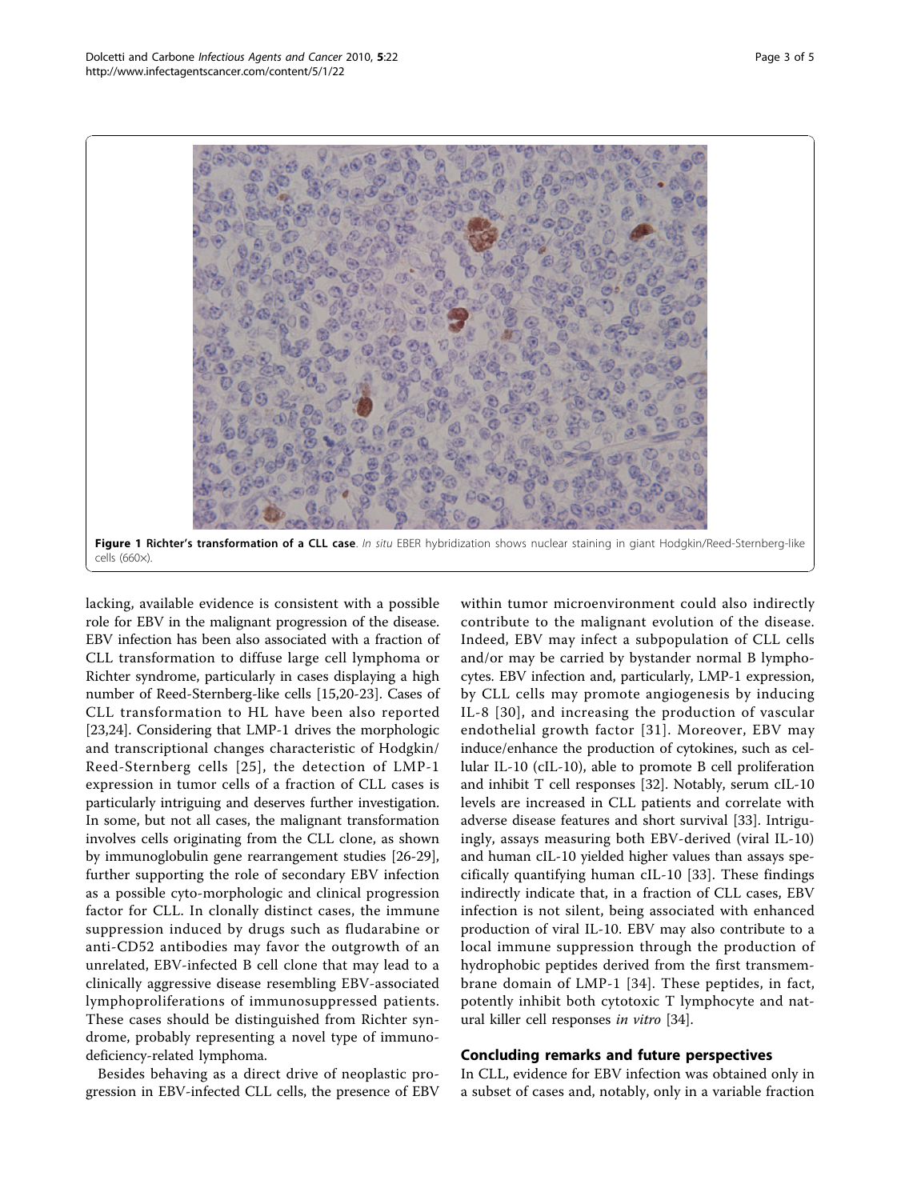**Figure 1 Richter's transformation of a CLL case**. *In situ* EBER hybridization shows nuclear staining in giant Hodgkin/Reed-Sternberg-like cells (660×).

lacking, available evidence is consistent with a possible role for EBV in the malignant progression of the disease. EBV infection has been also associated with a fraction of CLL transformation to diffuse large cell lymphoma or Richter syndrome, particularly in cases displaying a high number of Reed-Sternberg-like cells [15,20-23]. Cases of CLL transformation to HL have been also reported [23,24]. Considering that LMP-1 drives the morphologic and transcriptional changes characteristic of Hodgkin/Reed-Sternberg cells [25], the detection of LMP-1 expression in tumor cells of a fraction of CLL cases is particularly intriguing and deserves further investigation. In some, but not all cases, the malignant transformation involves cells originating from the CLL clone, as shown by immunoglobulin gene rearrangement studies [26-29], further supporting the role of secondary EBV infection as a possible cyto-morphologic and clinical progression factor for CLL. In clonally distinct cases, the immune suppression induced by drugs such as fludarabine or anti-CD52 antibodies may favor the outgrowth of an unrelated, EBV-infected B cell clone that may lead to a clinically aggressive disease resembling EBV-associated lymphoproliferations of immunosuppressed patients. These cases should be distinguished from Richter syndrome, probably representing a novel type of immunodeficiency-related lymphoma.

Besides behaving as a direct drive of neoplastic progression in EBV-infected CLL cells, the presence of EBV within tumor microenvironment could also indirectly contribute to the malignant evolution of the disease. Indeed, EBV may infect a subpopulation of CLL cells and/or may be carried by bystander normal B lymphocytes. EBV infection and, particularly, LMP-1 expression, by CLL cells may promote angiogenesis by inducing IL-8 [30], and increasing the production of vascular endothelial growth factor [31]. Moreover, EBV may induce/enhance the production of cytokines, such as cellular IL-10 (cIL-10), able to promote B cell proliferation and inhibit T cell responses [32]. Notably, serum cIL-10 levels are increased in CLL patients and correlate with adverse disease features and short survival [33]. Intriguingly, assays measuring both EBV-derived (viral IL-10) and human cIL-10 yielded higher values than assays specifically quantifying human cIL-10 [33]. These findings indirectly indicate that, in a fraction of CLL cases, EBV infection is not silent, being associated with enhanced production of viral IL-10. EBV may also contribute to a local immune suppression through the production of hydrophobic peptides derived from the first transmembrane domain of LMP-1 [34]. These peptides, in fact, potently inhibit both cytotoxic T lymphocyte and natural killer cell responses *in vitro* [34].

## Concluding remarks and future perspectives

In CLL, evidence for EBV infection was obtained only in a subset of cases and, notably, only in a variable fraction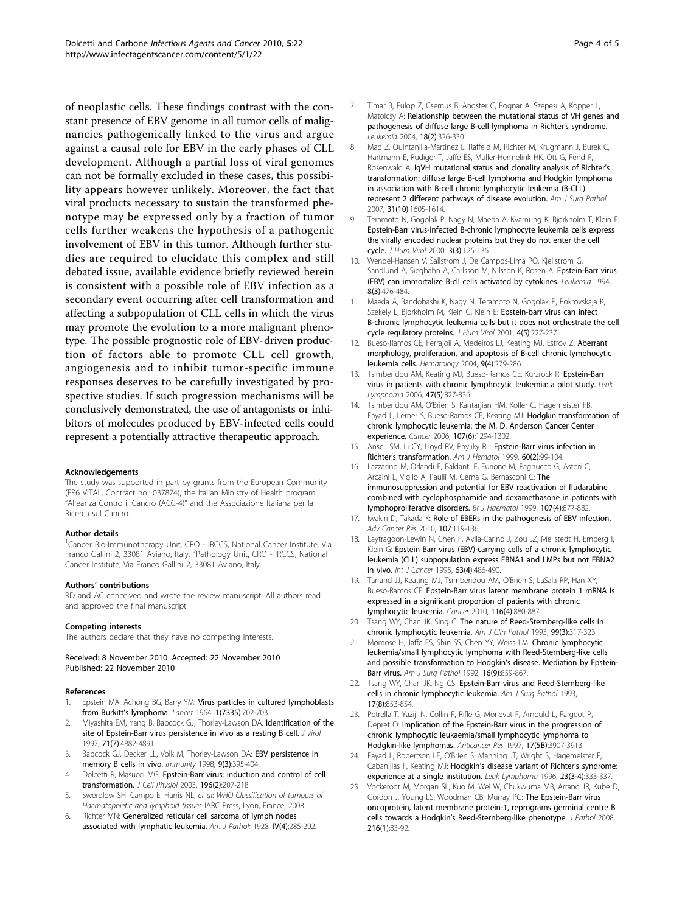of neoplastic cells. These findings contrast with the constant presence of EBV genome in all tumor cells of malignancies pathogenically linked to the virus and argue against a causal role for EBV in the early phases of CLL development. Although a partial loss of viral genomes can not be formally excluded in these cases, this possibility appears however unlikely. Moreover, the fact that viral products necessary to sustain the transformed phenotype may be expressed only by a fraction of tumor cells further weakens the hypothesis of a pathogenic involvement of EBV in this tumor. Although further studies are required to elucidate this complex and still debated issue, available evidence briefly reviewed herein is consistent with a possible role of EBV infection as a secondary event occurring after cell transformation and affecting a subpopulation of CLL cells in which the virus may promote the evolution to a more malignant phenotype. The possible prognostic role of EBV-driven production of factors able to promote CLL cell growth, angiogenesis and to inhibit tumor-specific immune responses deserves to be carefully investigated by prospective studies. If such progression mechanisms will be conclusively demonstrated, the use of antagonists or inhibitors of molecules produced by EBV-infected cells could represent a potentially attractive therapeutic approach.

#### Acknowledgements

The study was supported in part by grants from the European Community (FP6 VITAL, Contract no.: 037874), the Italian Ministry of Health program "Alleanza Contro il Cancro (ACC-4)" and the Associazione Italiana per la Ricerca sul Cancro.

#### Author details

[1]Cancer Bio-Immunotherapy Unit, CRO - IRCCS, National Cancer Institute, Via Franco Gallini 2, 33081 Aviano, Italy. [2]Pathology Unit, CRO - IRCCS, National Cancer Institute, Via Franco Gallini 2, 33081 Aviano, Italy.

#### Authors' contributions

RD and AC conceived and wrote the review manuscript. All authors read and approved the final manuscript.

#### Competing interests

The authors declare that they have no competing interests.

Received: 8 November 2010 Accepted: 22 November 2010
Published: 22 November 2010

#### References

1. Epstein MA, Achong BG, Barry YM: **Virus particles in cultured lymphoblasts from Burkitt's lymphoma.** *Lancet* 1964, **1(7335)**:702-703.
2. Miyashita EM, Yang B, Babcock GJ, Thorley-Lawson DA: **Identification of the site of Epstein-Barr virus persistence in vivo as a resting B cell.** *J Virol* 1997, **71(7)**:4882-4891.
3. Babcock GJ, Decker LL, Volk M, Thorley-Lawson DA: **EBV persistence in memory B cells in vivo.** *Immunity* 1998, **9(3)**:395-404.
4. Dolcetti R, Masucci MG: **Epstein-Barr virus: induction and control of cell transformation.** *J Cell Physiol* 2003, **196(2)**:207-218.
5. Swerdlow SH, Campo E, Harris NL, *et al*: *WHO Classification of tumours of Haematopoietic and lymphoid tissues* IARC Press, Lyon, France; 2008.
6. Richter MN: **Generalized reticular cell sarcoma of lymph nodes associated with lymphatic leukemia.** *Am J Pathol:* 1928, **IV(4)**:285-292.
7. Timar B, Fulop Z, Csernus B, Angster C, Bognar A, Szepesi A, Kopper L, Matolcsy A: **Relationship between the mutational status of VH genes and pathogenesis of diffuse large B-cell lymphoma in Richter's syndrome.** *Leukemia* 2004, **18(2)**:326-330.
8. Mao Z, Quintanilla-Martinez L, Raffeld M, Richter M, Krugmann J, Burek C, Hartmann E, Rudiger T, Jaffe ES, Muller-Hermelink HK, Ott G, Fend F, Rosenwald A: **IgVH mutational status and clonality analysis of Richter's transformation: diffuse large B-cell lymphoma and Hodgkin lymphoma in association with B-cell chronic lymphocytic leukemia (B-CLL) represent 2 different pathways of disease evolution.** *Am J Surg Pathol* 2007, **31(10)**:1605-1614.
9. Teramoto N, Gogolak P, Nagy N, Maeda A, Kvarnung K, Bjorkholm T, Klein E: **Epstein-Barr virus-infected B-chronic lymphocyte leukemia cells express the virally encoded nuclear proteins but they do not enter the cell cycle.** *J Hum Virol* 2000, **3(3)**:125-136.
10. Wendel-Hansen V, Sallstrom J, De Campos-Lima PO, Kjellstrom G, Sandlund A, Siegbahn A, Carlsson M, Nilsson K, Rosen A: **Epstein-Barr virus (EBV) can immortalize B-cll cells activated by cytokines.** *Leukemia* 1994, **8(3)**:476-484.
11. Maeda A, Bandobashi K, Nagy N, Teramoto N, Gogolak P, Pokrovskaja K, Szekely L, Bjorkholm M, Klein G, Klein E: **Epstein-barr virus can infect B-chronic lymphocytic leukemia cells but it does not orchestrate the cell cycle regulatory proteins.** *J Hum Virol* 2001, **4(5)**:227-237.
12. Bueso-Ramos CE, Ferrajoli A, Medeiros LJ, Keating MJ, Estrov Z: **Aberrant morphology, proliferation, and apoptosis of B-cell chronic lymphocytic leukemia cells.** *Hematology* 2004, **9(4)**:279-286.
13. Tsimberidou AM, Keating MJ, Bueso-Ramos CE, Kurzrock R: **Epstein-Barr virus in patients with chronic lymphocytic leukemia: a pilot study.** *Leuk Lymphoma* 2006, **47(5)**:827-836.
14. Tsimberidou AM, O'Brien S, Kantarjian HM, Koller C, Hagemeister FB, Fayad L, Lerner S, Bueso-Ramos CE, Keating MJ: **Hodgkin transformation of chronic lymphocytic leukemia: the M. D. Anderson Cancer Center experience.** *Cancer* 2006, **107(6)**:1294-1302.
15. Ansell SM, Li CY, Lloyd RV, Phyliky RL: **Epstein-Barr virus infection in Richter's transformation.** *Am J Hematol* 1999, **60(2)**:99-104.
16. Lazzarino M, Orlandi E, Baldanti F, Furione M, Pagnucco G, Astori C, Arcaini L, Viglio A, Paulli M, Gerna G, Bernasconi C: **The immunosuppression and potential for EBV reactivation of fludarabine combined with cyclophosphamide and dexamethasone in patients with lymphoproliferative disorders.** *Br J Haematol* 1999, **107(4)**:877-882.
17. Iwakiri D, Takada K: **Role of EBERs in the pathogenesis of EBV infection.** *Adv Cancer Res* 2010, **107**:119-136.
18. Laytragoon-Lewin N, Chen F, Avila-Carino J, Zou JZ, Mellstedt H, Ernberg I, Klein G: **Epstein Barr virus (EBV)-carrying cells of a chronic lymphocytic leukemia (CLL) subpopulation express EBNA1 and LMPs but not EBNA2 in vivo.** *Int J Cancer* 1995, **63(4)**:486-490.
19. Tarrand JJ, Keating MJ, Tsimberidou AM, O'Brien S, LaSala RP, Han XY, Bueso-Ramos CE: **Epstein-Barr virus latent membrane protein 1 mRNA is expressed in a significant proportion of patients with chronic lymphocytic leukemia.** *Cancer* 2010, **116(4)**:880-887.
20. Tsang WY, Chan JK, Sing C: **The nature of Reed-Sternberg-like cells in chronic lymphocytic leukemia.** *Am J Clin Pathol* 1993, **99(3)**:317-323.
21. Momose H, Jaffe ES, Shin SS, Chen YY, Weiss LM: **Chronic lymphocytic leukemia/small lymphocytic lymphoma with Reed-Sternberg-like cells and possible transformation to Hodgkin's disease. Mediation by Epstein-Barr virus.** *Am J Surg Pathol* 1992, **16(9)**:859-867.
22. Tsang WY, Chan JK, Ng CS: **Epstein-Barr virus and Reed-Sternberg-like cells in chronic lymphocytic leukemia.** *Am J Surg Pathol* 1993, **17(8)**:853-854.
23. Petrella T, Yaziji N, Collin F, Rifle G, Morlevat F, Arnould L, Fargeot P, Depret O: **Implication of the Epstein-Barr virus in the progression of chronic lymphocytic leukaemia/small lymphocytic lymphoma to Hodgkin-like lymphomas.** *Anticancer Res* 1997, **17(5B)**:3907-3913.
24. Fayad L, Robertson LE, O'Brien S, Manning JT, Wright S, Hagemeister F, Cabanillas F, Keating MJ: **Hodgkin's disease variant of Richter's syndrome: experience at a single institution.** *Leuk Lymphoma* 1996, **23(3-4)**:333-337.
25. Vockerodt M, Morgan SL, Kuo M, Wei W, Chukwuma MB, Arrand JR, Kube D, Gordon J, Young LS, Woodman CB, Murray PG: **The Epstein-Barr virus oncoprotein, latent membrane protein-1, reprograms germinal centre B cells towards a Hodgkin's Reed-Sternberg-like phenotype.** *J Pathol* 2008, **216(1)**:83-92.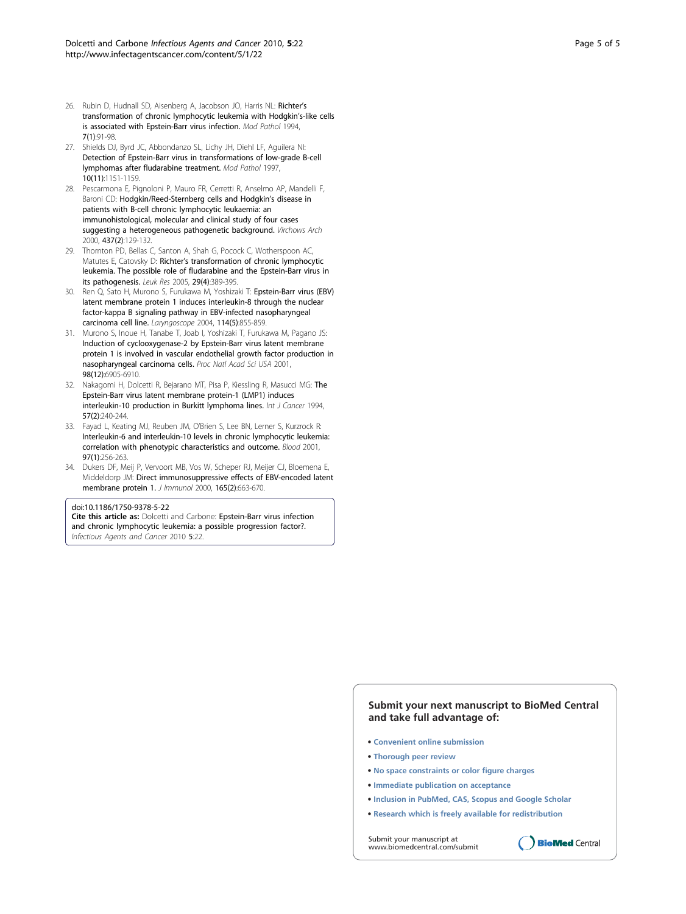26. Rubin D, Hudnall SD, Aisenberg A, Jacobson JO, Harris NL: **Richter's transformation of chronic lymphocytic leukemia with Hodgkin's-like cells is associated with Epstein-Barr virus infection.** *Mod Pathol* 1994, **7(1)**:91-98.
27. Shields DJ, Byrd JC, Abbondanzo SL, Lichy JH, Diehl LF, Aguilera NI: **Detection of Epstein-Barr virus in transformations of low-grade B-cell lymphomas after fludarabine treatment.** *Mod Pathol* 1997, **10(11)**:1151-1159.
28. Pescarmona E, Pignoloni P, Mauro FR, Cerretti R, Anselmo AP, Mandelli F, Baroni CD: **Hodgkin/Reed-Sternberg cells and Hodgkin's disease in patients with B-cell chronic lymphocytic leukaemia: an immunohistological, molecular and clinical study of four cases suggesting a heterogeneous pathogenetic background.** *Virchows Arch* 2000, **437(2)**:129-132.
29. Thornton PD, Bellas C, Santon A, Shah G, Pocock C, Wotherspoon AC, Matutes E, Catovsky D: **Richter's transformation of chronic lymphocytic leukemia. The possible role of fludarabine and the Epstein-Barr virus in its pathogenesis.** *Leuk Res* 2005, **29(4)**:389-395.
30. Ren Q, Sato H, Murono S, Furukawa M, Yoshizaki T: **Epstein-Barr virus (EBV) latent membrane protein 1 induces interleukin-8 through the nuclear factor-kappa B signaling pathway in EBV-infected nasopharyngeal carcinoma cell line.** *Laryngoscope* 2004, **114(5)**:855-859.
31. Murono S, Inoue H, Tanabe T, Joab I, Yoshizaki T, Furukawa M, Pagano JS: **Induction of cyclooxygenase-2 by Epstein-Barr virus latent membrane protein 1 is involved in vascular endothelial growth factor production in nasopharyngeal carcinoma cells.** *Proc Natl Acad Sci USA* 2001, **98(12)**:6905-6910.
32. Nakagomi H, Dolcetti R, Bejarano MT, Pisa P, Kiessling R, Masucci MG: **The Epstein-Barr virus latent membrane protein-1 (LMP1) induces interleukin-10 production in Burkitt lymphoma lines.** *Int J Cancer* 1994, **57(2)**:240-244.
33. Fayad L, Keating MJ, Reuben JM, O'Brien S, Lee BN, Lerner S, Kurzrock R: **Interleukin-6 and interleukin-10 levels in chronic lymphocytic leukemia: correlation with phenotypic characteristics and outcome.** *Blood* 2001, **97(1)**:256-263.
34. Dukers DF, Meij P, Vervoort MB, Vos W, Scheper RJ, Meijer CJ, Bloemena E, Middeldorp JM: **Direct immunosuppressive effects of EBV-encoded latent membrane protein 1.** *J Immunol* 2000, **165(2)**:663-670.

doi:10.1186/1750-9378-5-22
**Cite this article as:** Dolcetti and Carbone: **Epstein-Barr virus infection and chronic lymphocytic leukemia: a possible progression factor?.** *Infectious Agents and Cancer* 2010 **5**:22.

**Submit your next manuscript to BioMed Central and take full advantage of:**

- Convenient online submission
- Thorough peer review
- No space constraints or color figure charges
- Immediate publication on acceptance
- Inclusion in PubMed, CAS, Scopus and Google Scholar
- Research which is freely available for redistribution

Submit your manuscript at
www.biomedcentral.com/submit

BioMed Central